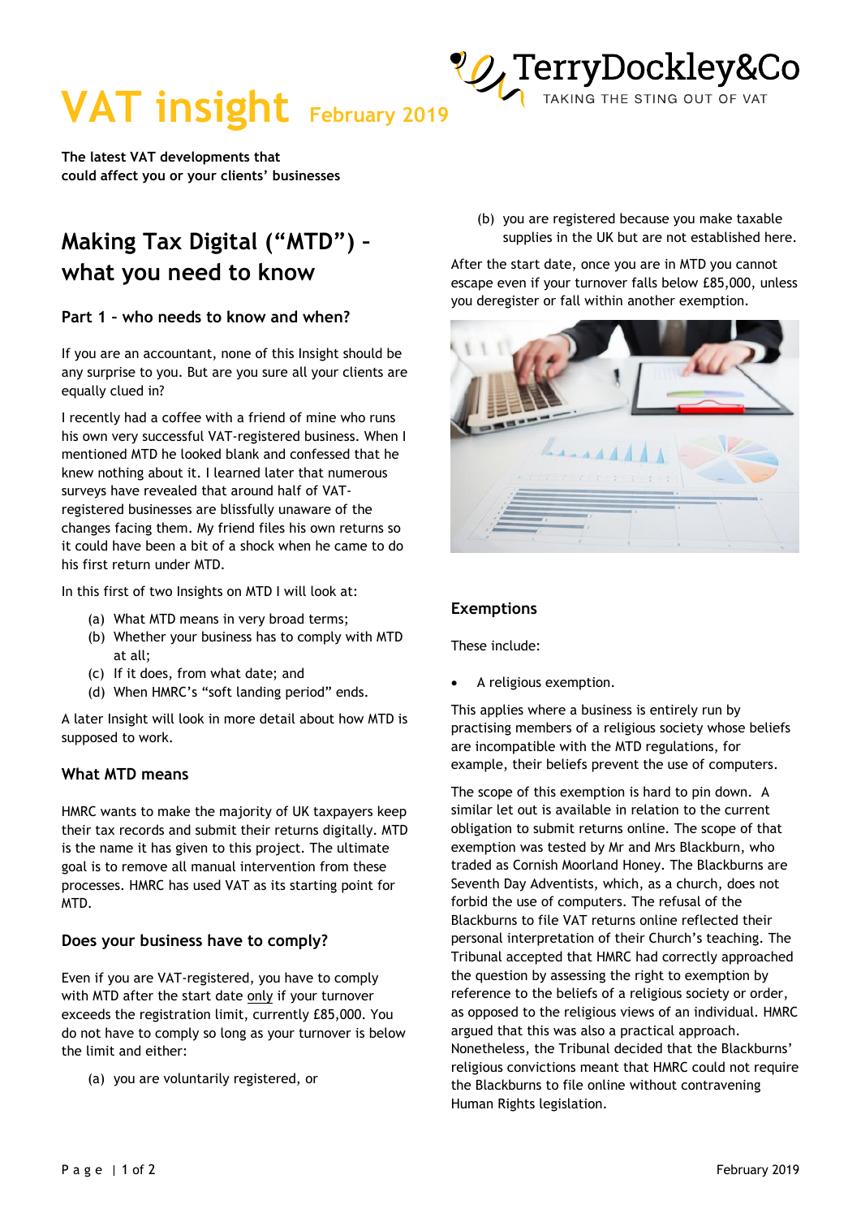# VAT insight February 2019

TerryDockley&Co
TAKING THE STING OUT OF VAT

**The latest VAT developments that could affect you or your clients' businesses**

## Making Tax Digital ("MTD") – what you need to know

### Part 1 – who needs to know and when?

If you are an accountant, none of this Insight should be any surprise to you. But are you sure all your clients are equally clued in?

I recently had a coffee with a friend of mine who runs his own very successful VAT-registered business. When I mentioned MTD he looked blank and confessed that he knew nothing about it. I learned later that numerous surveys have revealed that around half of VAT-registered businesses are blissfully unaware of the changes facing them. My friend files his own returns so it could have been a bit of a shock when he came to do his first return under MTD.

In this first of two Insights on MTD I will look at:

(a) What MTD means in very broad terms;
(b) Whether your business has to comply with MTD at all;
(c) If it does, from what date; and
(d) When HMRC's "soft landing period" ends.

A later Insight will look in more detail about how MTD is supposed to work.

### What MTD means

HMRC wants to make the majority of UK taxpayers keep their tax records and submit their returns digitally. MTD is the name it has given to this project. The ultimate goal is to remove all manual intervention from these processes. HMRC has used VAT as its starting point for MTD.

### Does your business have to comply?

Even if you are VAT-registered, you have to comply with MTD after the start date <u>only</u> if your turnover exceeds the registration limit, currently £85,000. You do not have to comply so long as your turnover is below the limit and either:

(a) you are voluntarily registered, or
(b) you are registered because you make taxable supplies in the UK but are not established here.

After the start date, once you are in MTD you cannot escape even if your turnover falls below £85,000, unless you deregister or fall within another exemption.

### Exemptions

These include:

- A religious exemption.

This applies where a business is entirely run by practising members of a religious society whose beliefs are incompatible with the MTD regulations, for example, their beliefs prevent the use of computers.

The scope of this exemption is hard to pin down. A similar let out is available in relation to the current obligation to submit returns online. The scope of that exemption was tested by Mr and Mrs Blackburn, who traded as Cornish Moorland Honey. The Blackburns are Seventh Day Adventists, which, as a church, does not forbid the use of computers. The refusal of the Blackburns to file VAT returns online reflected their personal interpretation of their Church's teaching. The Tribunal accepted that HMRC had correctly approached the question by assessing the right to exemption by reference to the beliefs of a religious society or order, as opposed to the religious views of an individual. HMRC argued that this was also a practical approach. Nonetheless, the Tribunal decided that the Blackburns' religious convictions meant that HMRC could not require the Blackburns to file online without contravening Human Rights legislation.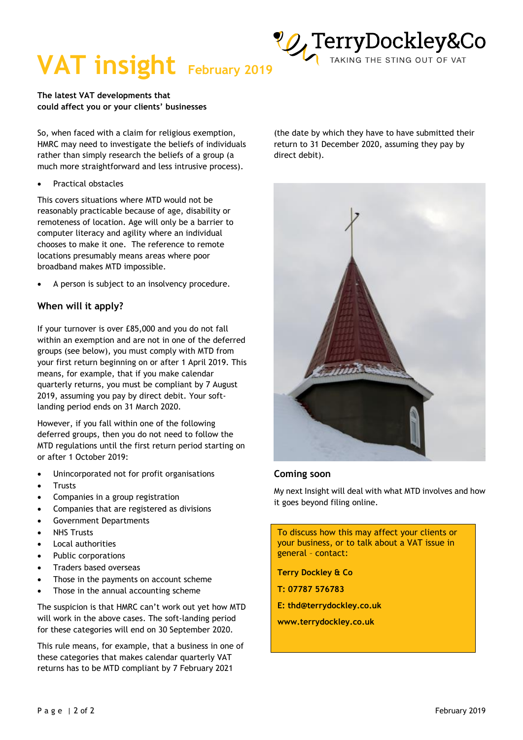# VAT insight February 2019

**The latest VAT developments that could affect you or your clients' businesses**

So, when faced with a claim for religious exemption, HMRC may need to investigate the beliefs of individuals rather than simply research the beliefs of a group (a much more straightforward and less intrusive process).

- Practical obstacles

This covers situations where MTD would not be reasonably practicable because of age, disability or remoteness of location. Age will only be a barrier to computer literacy and agility where an individual chooses to make it one. The reference to remote locations presumably means areas where poor broadband makes MTD impossible.

- A person is subject to an insolvency procedure.

## When will it apply?

If your turnover is over £85,000 and you do not fall within an exemption and are not in one of the deferred groups (see below), you must comply with MTD from your first return beginning on or after 1 April 2019. This means, for example, that if you make calendar quarterly returns, you must be compliant by 7 August 2019, assuming you pay by direct debit. Your soft-landing period ends on 31 March 2020.

However, if you fall within one of the following deferred groups, then you do not need to follow the MTD regulations until the first return period starting on or after 1 October 2019:

- Unincorporated not for profit organisations
- Trusts
- Companies in a group registration
- Companies that are registered as divisions
- Government Departments
- NHS Trusts
- Local authorities
- Public corporations
- Traders based overseas
- Those in the payments on account scheme
- Those in the annual accounting scheme

The suspicion is that HMRC can't work out yet how MTD will work in the above cases. The soft-landing period for these categories will end on 30 September 2020.

This rule means, for example, that a business in one of these categories that makes calendar quarterly VAT returns has to be MTD compliant by 7 February 2021 (the date by which they have to have submitted their return to 31 December 2020, assuming they pay by direct debit).

## Coming soon

My next Insight will deal with what MTD involves and how it goes beyond filing online.

To discuss how this may affect your clients or your business, or to talk about a VAT issue in general – contact:

**Terry Dockley & Co**

**T: 07787 576783**

**E: thd@terrydockley.co.uk**

**www.terrydockley.co.uk**